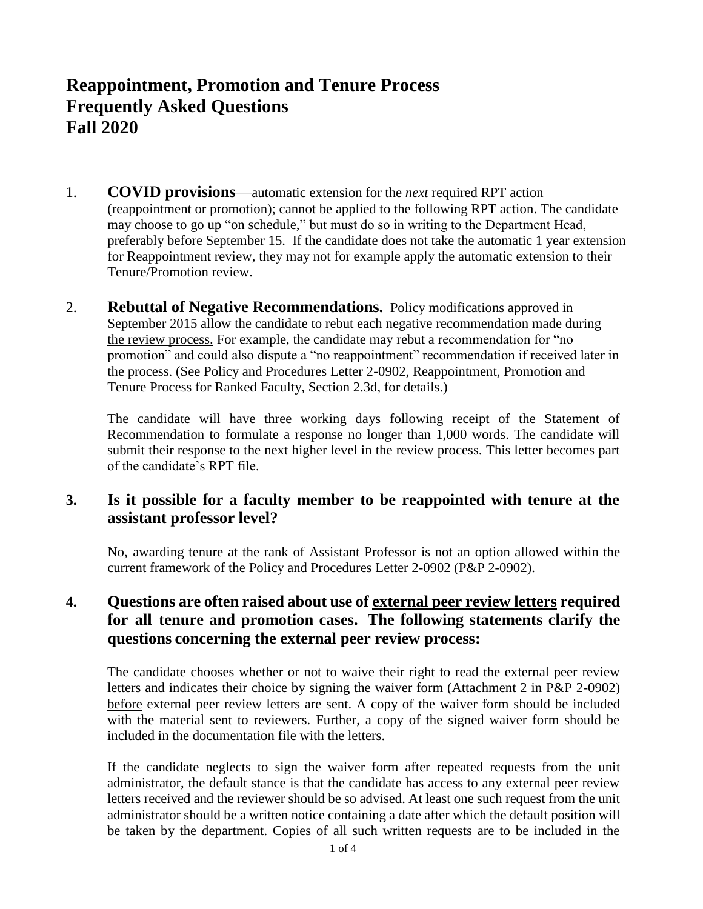# Reappointment, Promotion and Tenure Process
# Frequently Asked Questions
# Fall 2020

1. **COVID provisions**—automatic extension for the *next* required RPT action (reappointment or promotion); cannot be applied to the following RPT action. The candidate may choose to go up "on schedule," but must do so in writing to the Department Head, preferably before September 15. If the candidate does not take the automatic 1 year extension for Reappointment review, they may not for example apply the automatic extension to their Tenure/Promotion review.

2. **Rebuttal of Negative Recommendations.** Policy modifications approved in September 2015 <u>allow the candidate to rebut each negative</u> <u>recommendation made during the review process.</u> For example, the candidate may rebut a recommendation for "no promotion" and could also dispute a "no reappointment" recommendation if received later in the process. (See Policy and Procedures Letter 2-0902, Reappointment, Promotion and Tenure Process for Ranked Faculty, Section 2.3d, for details.)

   The candidate will have three working days following receipt of the Statement of Recommendation to formulate a response no longer than 1,000 words. The candidate will submit their response to the next higher level in the review process. This letter becomes part of the candidate's RPT file.

3. **Is it possible for a faculty member to be reappointed with tenure at the assistant professor level?**

   No, awarding tenure at the rank of Assistant Professor is not an option allowed within the current framework of the Policy and Procedures Letter 2-0902 (P&P 2-0902).

4. **Questions are often raised about use of <u>external peer review letters</u> required for all tenure and promotion cases. The following statements clarify the questions concerning the external peer review process:**

   The candidate chooses whether or not to waive their right to read the external peer review letters and indicates their choice by signing the waiver form (Attachment 2 in P&P 2-0902) <u>before</u> external peer review letters are sent. A copy of the waiver form should be included with the material sent to reviewers. Further, a copy of the signed waiver form should be included in the documentation file with the letters.

   If the candidate neglects to sign the waiver form after repeated requests from the unit administrator, the default stance is that the candidate has access to any external peer review letters received and the reviewer should be so advised. At least one such request from the unit administrator should be a written notice containing a date after which the default position will be taken by the department. Copies of all such written requests are to be included in the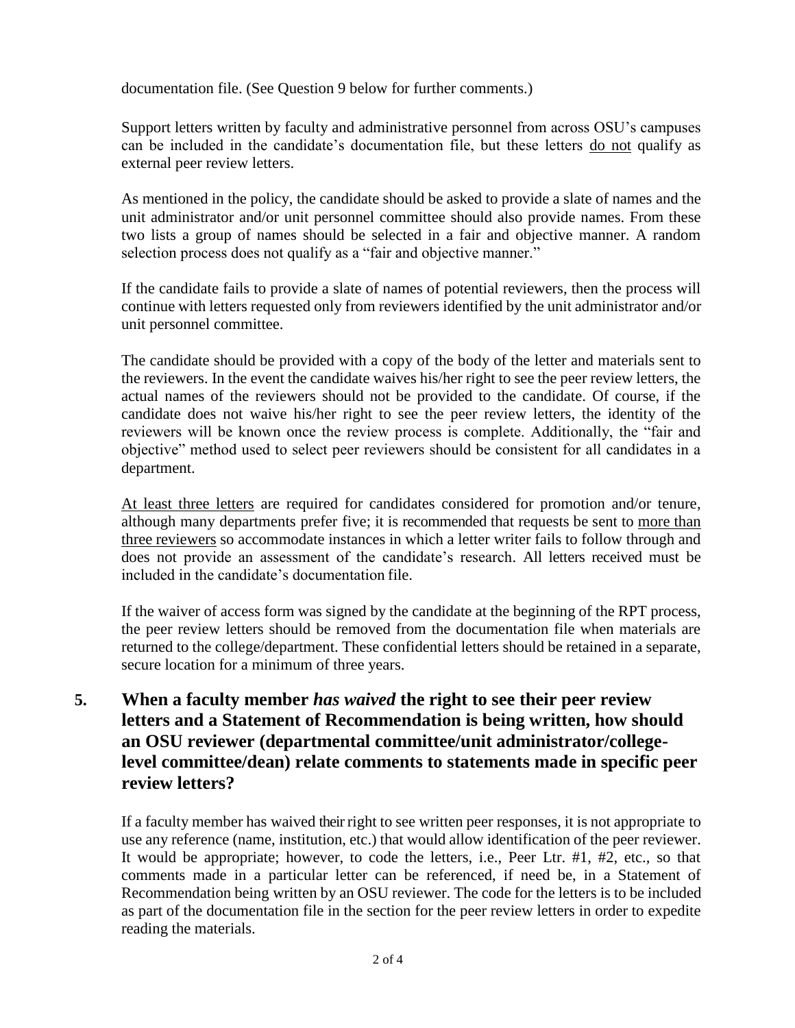documentation file. (See Question 9 below for further comments.)

Support letters written by faculty and administrative personnel from across OSU's campuses can be included in the candidate's documentation file, but these letters do not qualify as external peer review letters.

As mentioned in the policy, the candidate should be asked to provide a slate of names and the unit administrator and/or unit personnel committee should also provide names. From these two lists a group of names should be selected in a fair and objective manner. A random selection process does not qualify as a "fair and objective manner."

If the candidate fails to provide a slate of names of potential reviewers, then the process will continue with letters requested only from reviewers identified by the unit administrator and/or unit personnel committee.

The candidate should be provided with a copy of the body of the letter and materials sent to the reviewers. In the event the candidate waives his/her right to see the peer review letters, the actual names of the reviewers should not be provided to the candidate. Of course, if the candidate does not waive his/her right to see the peer review letters, the identity of the reviewers will be known once the review process is complete. Additionally, the "fair and objective" method used to select peer reviewers should be consistent for all candidates in a department.

At least three letters are required for candidates considered for promotion and/or tenure, although many departments prefer five; it is recommended that requests be sent to more than three reviewers so accommodate instances in which a letter writer fails to follow through and does not provide an assessment of the candidate's research. All letters received must be included in the candidate's documentation file.

If the waiver of access form was signed by the candidate at the beginning of the RPT process, the peer review letters should be removed from the documentation file when materials are returned to the college/department. These confidential letters should be retained in a separate, secure location for a minimum of three years.

## 5. When a faculty member *has waived* the right to see their peer review letters and a Statement of Recommendation is being written, how should an OSU reviewer (departmental committee/unit administrator/college-level committee/dean) relate comments to statements made in specific peer review letters?

If a faculty member has waived their right to see written peer responses, it is not appropriate to use any reference (name, institution, etc.) that would allow identification of the peer reviewer. It would be appropriate; however, to code the letters, i.e., Peer Ltr. #1, #2, etc., so that comments made in a particular letter can be referenced, if need be, in a Statement of Recommendation being written by an OSU reviewer. The code for the letters is to be included as part of the documentation file in the section for the peer review letters in order to expedite reading the materials.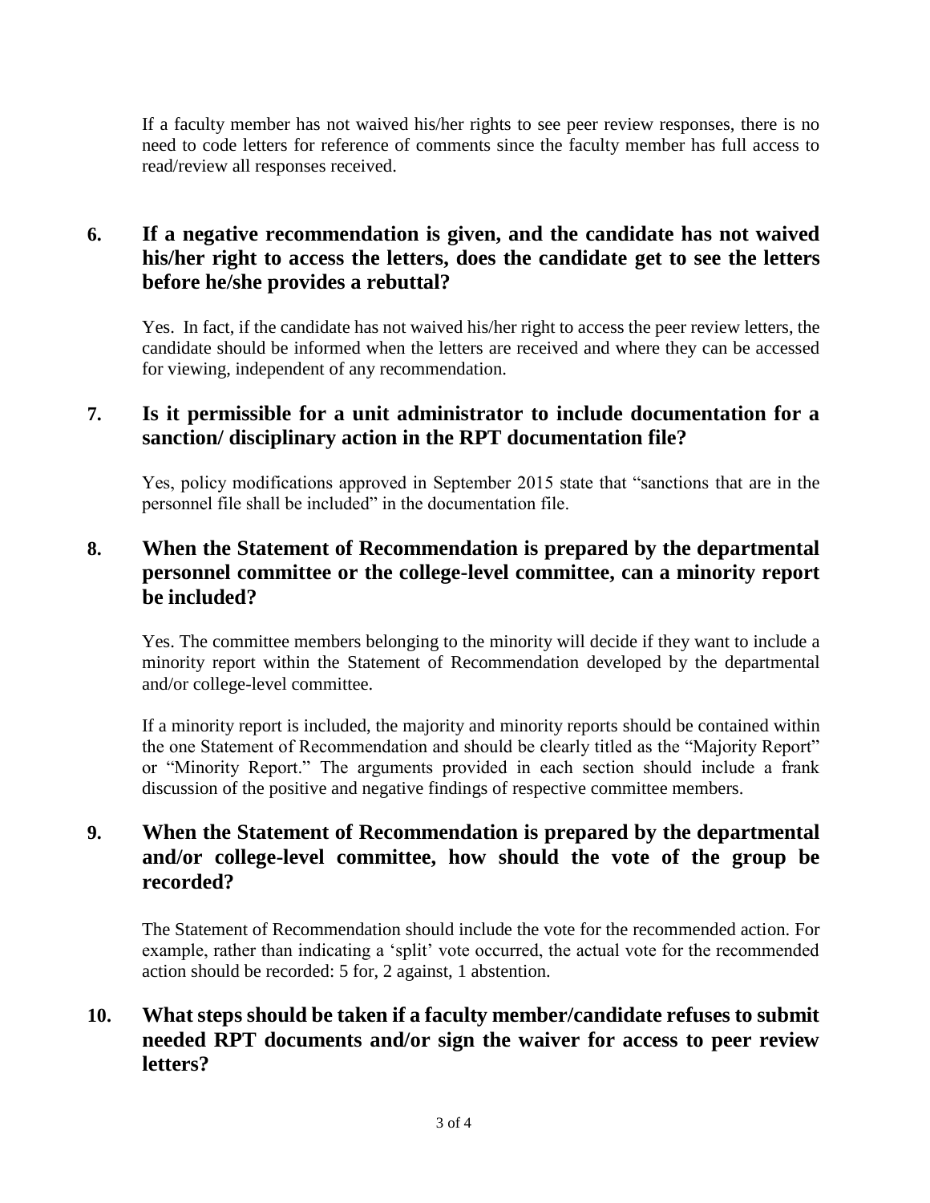If a faculty member has not waived his/her rights to see peer review responses, there is no need to code letters for reference of comments since the faculty member has full access to read/review all responses received.

## 6. If a negative recommendation is given, and the candidate has not waived his/her right to access the letters, does the candidate get to see the letters before he/she provides a rebuttal?

Yes. In fact, if the candidate has not waived his/her right to access the peer review letters, the candidate should be informed when the letters are received and where they can be accessed for viewing, independent of any recommendation.

## 7. Is it permissible for a unit administrator to include documentation for a sanction/ disciplinary action in the RPT documentation file?

Yes, policy modifications approved in September 2015 state that "sanctions that are in the personnel file shall be included" in the documentation file.

## 8. When the Statement of Recommendation is prepared by the departmental personnel committee or the college-level committee, can a minority report be included?

Yes. The committee members belonging to the minority will decide if they want to include a minority report within the Statement of Recommendation developed by the departmental and/or college-level committee.

If a minority report is included, the majority and minority reports should be contained within the one Statement of Recommendation and should be clearly titled as the "Majority Report" or "Minority Report." The arguments provided in each section should include a frank discussion of the positive and negative findings of respective committee members.

## 9. When the Statement of Recommendation is prepared by the departmental and/or college-level committee, how should the vote of the group be recorded?

The Statement of Recommendation should include the vote for the recommended action. For example, rather than indicating a 'split' vote occurred, the actual vote for the recommended action should be recorded: 5 for, 2 against, 1 abstention.

## 10. What steps should be taken if a faculty member/candidate refuses to submit needed RPT documents and/or sign the waiver for access to peer review letters?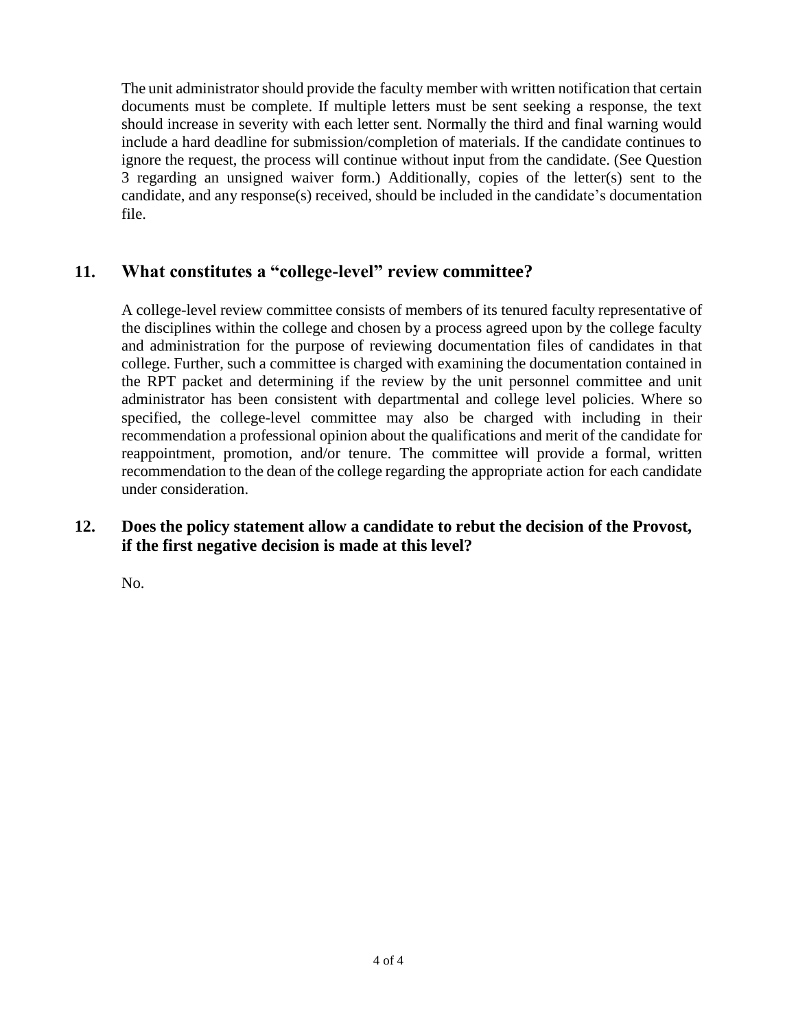The unit administrator should provide the faculty member with written notification that certain documents must be complete. If multiple letters must be sent seeking a response, the text should increase in severity with each letter sent. Normally the third and final warning would include a hard deadline for submission/completion of materials. If the candidate continues to ignore the request, the process will continue without input from the candidate. (See Question 3 regarding an unsigned waiver form.) Additionally, copies of the letter(s) sent to the candidate, and any response(s) received, should be included in the candidate's documentation file.

## 11. What constitutes a "college-level" review committee?

A college-level review committee consists of members of its tenured faculty representative of the disciplines within the college and chosen by a process agreed upon by the college faculty and administration for the purpose of reviewing documentation files of candidates in that college. Further, such a committee is charged with examining the documentation contained in the RPT packet and determining if the review by the unit personnel committee and unit administrator has been consistent with departmental and college level policies. Where so specified, the college-level committee may also be charged with including in their recommendation a professional opinion about the qualifications and merit of the candidate for reappointment, promotion, and/or tenure. The committee will provide a formal, written recommendation to the dean of the college regarding the appropriate action for each candidate under consideration.

## 12. Does the policy statement allow a candidate to rebut the decision of the Provost, if the first negative decision is made at this level?

No.